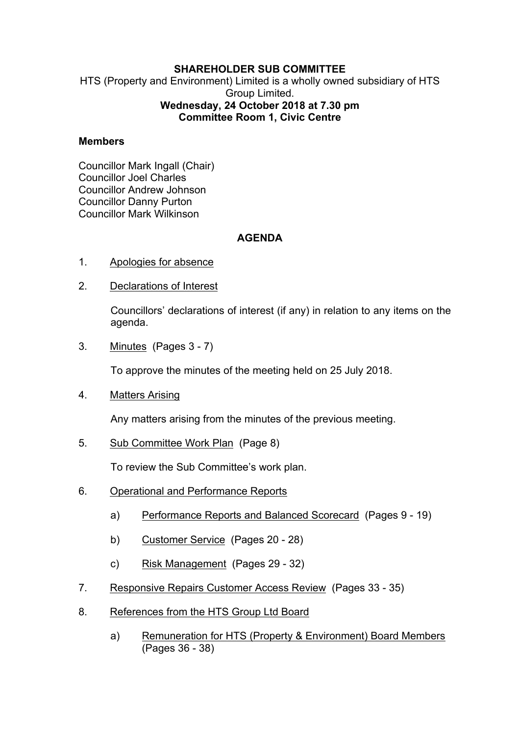# SHAREHOLDER SUB COMMITTEE

HTS (Property and Environment) Limited is a wholly owned subsidiary of HTS Group Limited.

**Wednesday, 24 October 2018 at 7.30 pm**
**Committee Room 1, Civic Centre**

**Members**

Councillor Mark Ingall (Chair)
Councillor Joel Charles
Councillor Andrew Johnson
Councillor Danny Purton
Councillor Mark Wilkinson

## AGENDA

1. Apologies for absence

2. Declarations of Interest

   Councillors' declarations of interest (if any) in relation to any items on the agenda.

3. Minutes (Pages 3 - 7)

   To approve the minutes of the meeting held on 25 July 2018.

4. Matters Arising

   Any matters arising from the minutes of the previous meeting.

5. Sub Committee Work Plan (Page 8)

   To review the Sub Committee's work plan.

6. Operational and Performance Reports

   a) Performance Reports and Balanced Scorecard (Pages 9 - 19)

   b) Customer Service (Pages 20 - 28)

   c) Risk Management (Pages 29 - 32)

7. Responsive Repairs Customer Access Review (Pages 33 - 35)

8. References from the HTS Group Ltd Board

   a) Remuneration for HTS (Property & Environment) Board Members (Pages 36 - 38)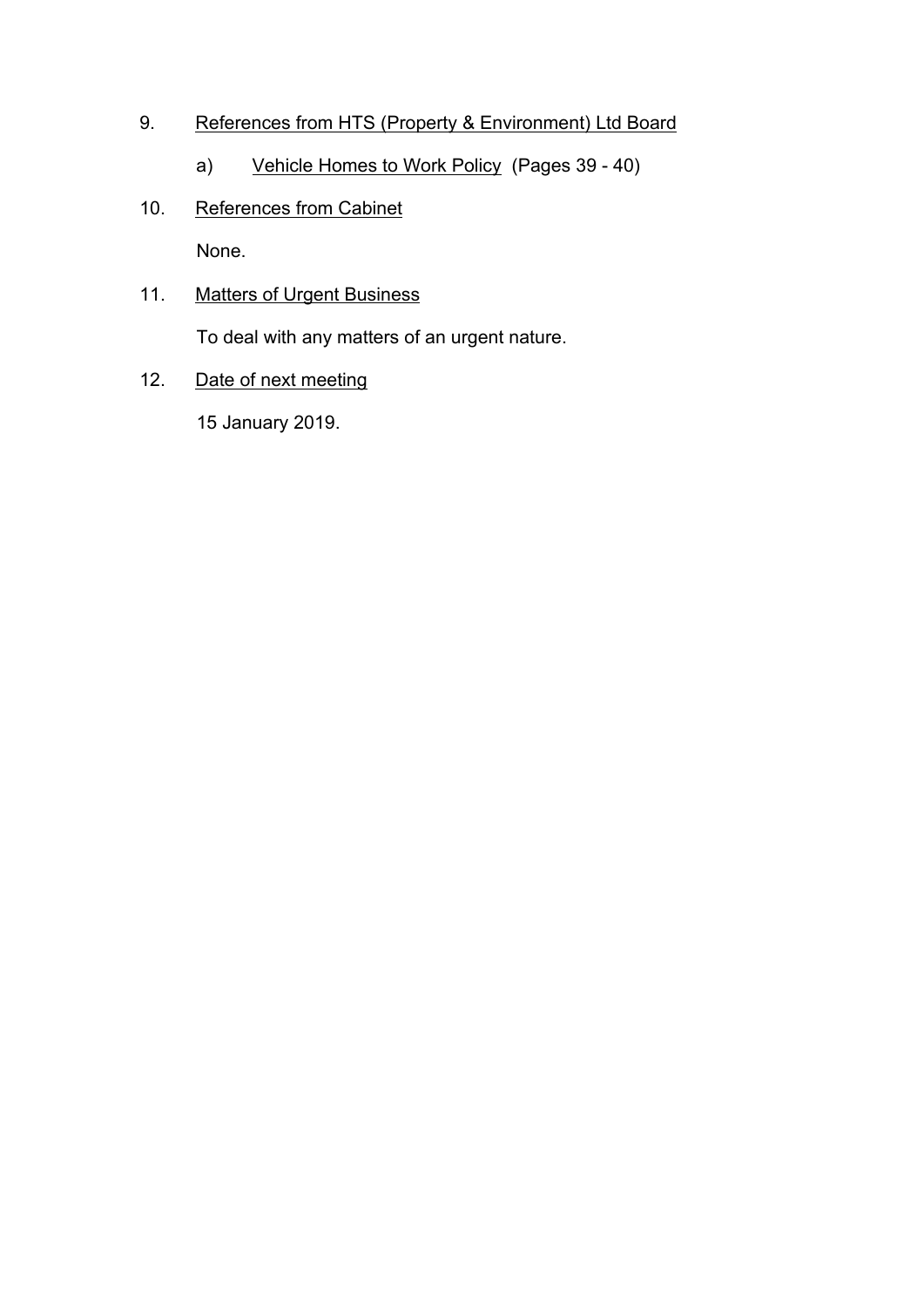9. References from HTS (Property & Environment) Ltd Board

   a) Vehicle Homes to Work Policy (Pages 39 - 40)

10. References from Cabinet

    None.

11. Matters of Urgent Business

    To deal with any matters of an urgent nature.

12. Date of next meeting

    15 January 2019.